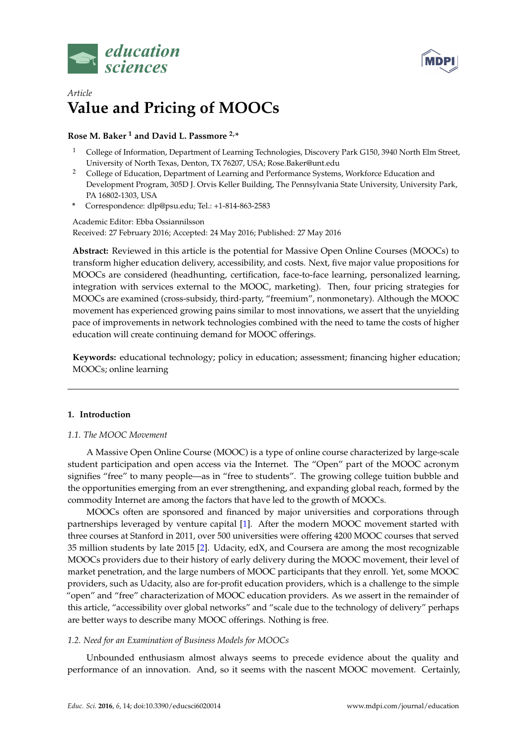*Article*

# Value and Pricing of MOOCs

**Rose M. Baker [1] and David L. Passmore [2,*]**

[1] College of Information, Department of Learning Technologies, Discovery Park G150, 3940 North Elm Street, University of North Texas, Denton, TX 76207, USA; Rose.Baker@unt.edu

[2] College of Education, Department of Learning and Performance Systems, Workforce Education and Development Program, 305D J. Orvis Keller Building, The Pennsylvania State University, University Park, PA 16802-1303, USA

\* Correspondence: dlp@psu.edu; Tel.: +1-814-863-2583

Academic Editor: Ebba Ossiannilsson

Received: 27 February 2016; Accepted: 24 May 2016; Published: 27 May 2016

**Abstract:** Reviewed in this article is the potential for Massive Open Online Courses (MOOCs) to transform higher education delivery, accessibility, and costs. Next, five major value propositions for MOOCs are considered (headhunting, certification, face-to-face learning, personalized learning, integration with services external to the MOOC, marketing). Then, four pricing strategies for MOOCs are examined (cross-subsidy, third-party, "freemium", nonmonetary). Although the MOOC movement has experienced growing pains similar to most innovations, we assert that the unyielding pace of improvements in network technologies combined with the need to tame the costs of higher education will create continuing demand for MOOC offerings.

**Keywords:** educational technology; policy in education; assessment; financing higher education; MOOCs; online learning

## 1. Introduction

### 1.1. The MOOC Movement

A Massive Open Online Course (MOOC) is a type of online course characterized by large-scale student participation and open access via the Internet. The "Open" part of the MOOC acronym signifies "free" to many people—as in "free to students". The growing college tuition bubble and the opportunities emerging from an ever strengthening, and expanding global reach, formed by the commodity Internet are among the factors that have led to the growth of MOOCs.

MOOCs often are sponsored and financed by major universities and corporations through partnerships leveraged by venture capital [1]. After the modern MOOC movement started with three courses at Stanford in 2011, over 500 universities were offering 4200 MOOC courses that served 35 million students by late 2015 [2]. Udacity, edX, and Coursera are among the most recognizable MOOCs providers due to their history of early delivery during the MOOC movement, their level of market penetration, and the large numbers of MOOC participants that they enroll. Yet, some MOOC providers, such as Udacity, also are for-profit education providers, which is a challenge to the simple "open" and "free" characterization of MOOC education providers. As we assert in the remainder of this article, "accessibility over global networks" and "scale due to the technology of delivery" perhaps are better ways to describe many MOOC offerings. Nothing is free.

### 1.2. Need for an Examination of Business Models for MOOCs

Unbounded enthusiasm almost always seems to precede evidence about the quality and performance of an innovation. And, so it seems with the nascent MOOC movement. Certainly,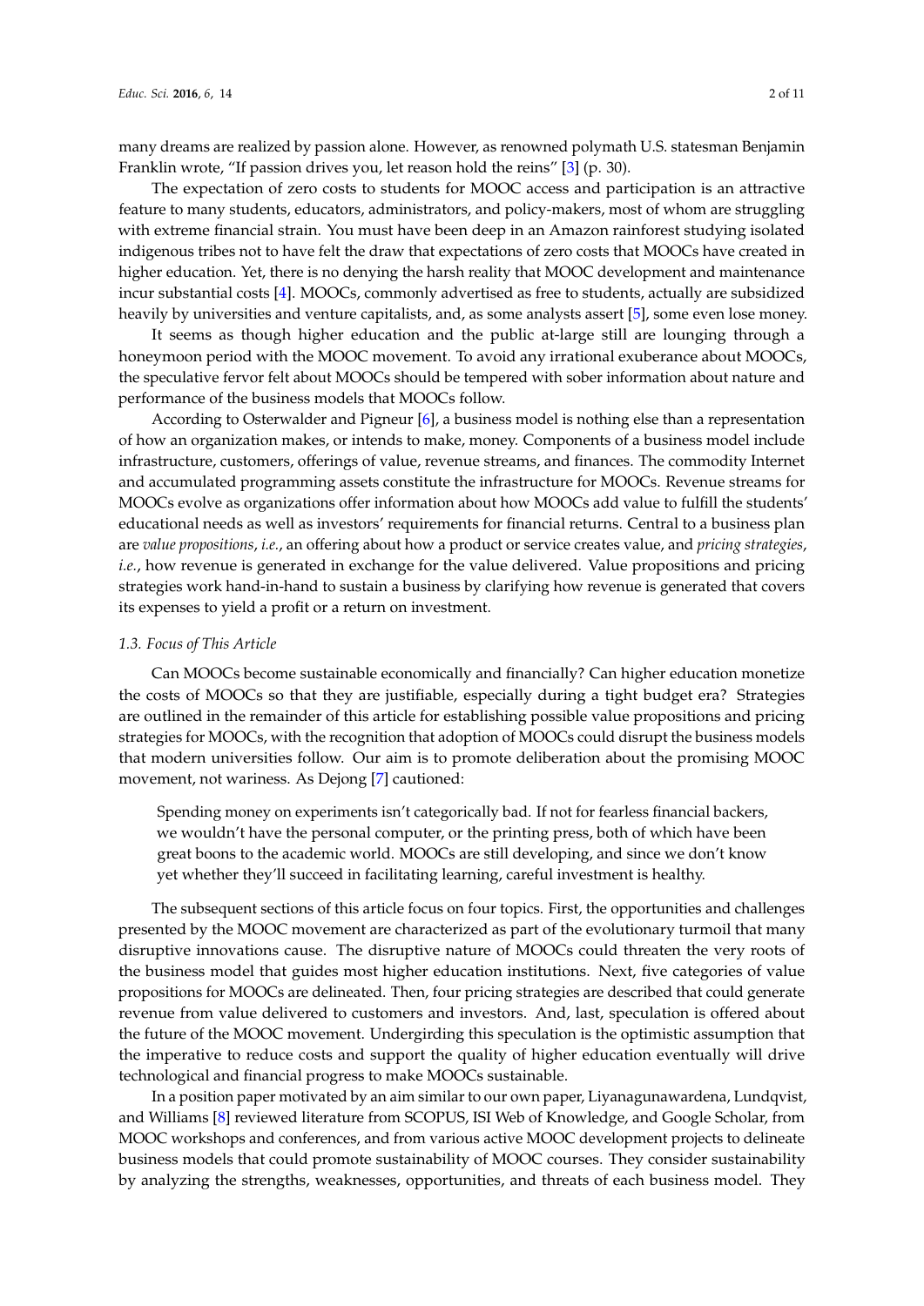many dreams are realized by passion alone. However, as renowned polymath U.S. statesman Benjamin Franklin wrote, "If passion drives you, let reason hold the reins" [3] (p. 30).

The expectation of zero costs to students for MOOC access and participation is an attractive feature to many students, educators, administrators, and policy-makers, most of whom are struggling with extreme financial strain. You must have been deep in an Amazon rainforest studying isolated indigenous tribes not to have felt the draw that expectations of zero costs that MOOCs have created in higher education. Yet, there is no denying the harsh reality that MOOC development and maintenance incur substantial costs [4]. MOOCs, commonly advertised as free to students, actually are subsidized heavily by universities and venture capitalists, and, as some analysts assert [5], some even lose money.

It seems as though higher education and the public at-large still are lounging through a honeymoon period with the MOOC movement. To avoid any irrational exuberance about MOOCs, the speculative fervor felt about MOOCs should be tempered with sober information about nature and performance of the business models that MOOCs follow.

According to Osterwalder and Pigneur [6], a business model is nothing else than a representation of how an organization makes, or intends to make, money. Components of a business model include infrastructure, customers, offerings of value, revenue streams, and finances. The commodity Internet and accumulated programming assets constitute the infrastructure for MOOCs. Revenue streams for MOOCs evolve as organizations offer information about how MOOCs add value to fulfill the students' educational needs as well as investors' requirements for financial returns. Central to a business plan are *value propositions*, *i.e.*, an offering about how a product or service creates value, and *pricing strategies*, *i.e.*, how revenue is generated in exchange for the value delivered. Value propositions and pricing strategies work hand-in-hand to sustain a business by clarifying how revenue is generated that covers its expenses to yield a profit or a return on investment.

### *1.3. Focus of This Article*

Can MOOCs become sustainable economically and financially? Can higher education monetize the costs of MOOCs so that they are justifiable, especially during a tight budget era? Strategies are outlined in the remainder of this article for establishing possible value propositions and pricing strategies for MOOCs, with the recognition that adoption of MOOCs could disrupt the business models that modern universities follow. Our aim is to promote deliberation about the promising MOOC movement, not wariness. As Dejong [7] cautioned:

> Spending money on experiments isn't categorically bad. If not for fearless financial backers, we wouldn't have the personal computer, or the printing press, both of which have been great boons to the academic world. MOOCs are still developing, and since we don't know yet whether they'll succeed in facilitating learning, careful investment is healthy.

The subsequent sections of this article focus on four topics. First, the opportunities and challenges presented by the MOOC movement are characterized as part of the evolutionary turmoil that many disruptive innovations cause. The disruptive nature of MOOCs could threaten the very roots of the business model that guides most higher education institutions. Next, five categories of value propositions for MOOCs are delineated. Then, four pricing strategies are described that could generate revenue from value delivered to customers and investors. And, last, speculation is offered about the future of the MOOC movement. Undergirding this speculation is the optimistic assumption that the imperative to reduce costs and support the quality of higher education eventually will drive technological and financial progress to make MOOCs sustainable.

In a position paper motivated by an aim similar to our own paper, Liyanagunawardena, Lundqvist, and Williams [8] reviewed literature from SCOPUS, ISI Web of Knowledge, and Google Scholar, from MOOC workshops and conferences, and from various active MOOC development projects to delineate business models that could promote sustainability of MOOC courses. They consider sustainability by analyzing the strengths, weaknesses, opportunities, and threats of each business model. They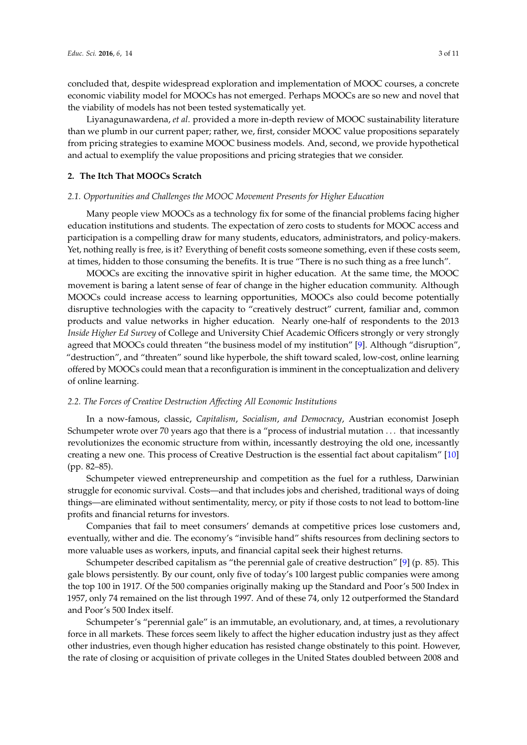concluded that, despite widespread exploration and implementation of MOOC courses, a concrete economic viability model for MOOCs has not emerged. Perhaps MOOCs are so new and novel that the viability of models has not been tested systematically yet.

Liyanagunawardena, *et al*. provided a more in-depth review of MOOC sustainability literature than we plumb in our current paper; rather, we, first, consider MOOC value propositions separately from pricing strategies to examine MOOC business models. And, second, we provide hypothetical and actual to exemplify the value propositions and pricing strategies that we consider.

## 2. The Itch That MOOCs Scratch

### *2.1. Opportunities and Challenges the MOOC Movement Presents for Higher Education*

Many people view MOOCs as a technology fix for some of the financial problems facing higher education institutions and students. The expectation of zero costs to students for MOOC access and participation is a compelling draw for many students, educators, administrators, and policy-makers. Yet, nothing really is free, is it? Everything of benefit costs someone something, even if these costs seem, at times, hidden to those consuming the benefits. It is true "There is no such thing as a free lunch".

MOOCs are exciting the innovative spirit in higher education. At the same time, the MOOC movement is baring a latent sense of fear of change in the higher education community. Although MOOCs could increase access to learning opportunities, MOOCs also could become potentially disruptive technologies with the capacity to "creatively destruct" current, familiar and, common products and value networks in higher education. Nearly one-half of respondents to the 2013 *Inside Higher Ed Survey* of College and University Chief Academic Officers strongly or very strongly agreed that MOOCs could threaten "the business model of my institution" [9]. Although "disruption", "destruction", and "threaten" sound like hyperbole, the shift toward scaled, low-cost, online learning offered by MOOCs could mean that a reconfiguration is imminent in the conceptualization and delivery of online learning.

### *2.2. The Forces of Creative Destruction Affecting All Economic Institutions*

In a now-famous, classic, *Capitalism*, *Socialism*, *and Democracy*, Austrian economist Joseph Schumpeter wrote over 70 years ago that there is a "process of industrial mutation ... that incessantly revolutionizes the economic structure from within, incessantly destroying the old one, incessantly creating a new one. This process of Creative Destruction is the essential fact about capitalism" [10] (pp. 82–85).

Schumpeter viewed entrepreneurship and competition as the fuel for a ruthless, Darwinian struggle for economic survival. Costs—and that includes jobs and cherished, traditional ways of doing things—are eliminated without sentimentality, mercy, or pity if those costs to not lead to bottom-line profits and financial returns for investors.

Companies that fail to meet consumers' demands at competitive prices lose customers and, eventually, wither and die. The economy's "invisible hand" shifts resources from declining sectors to more valuable uses as workers, inputs, and financial capital seek their highest returns.

Schumpeter described capitalism as "the perennial gale of creative destruction" [9] (p. 85). This gale blows persistently. By our count, only five of today's 100 largest public companies were among the top 100 in 1917. Of the 500 companies originally making up the Standard and Poor's 500 Index in 1957, only 74 remained on the list through 1997. And of these 74, only 12 outperformed the Standard and Poor's 500 Index itself.

Schumpeter's "perennial gale" is an immutable, an evolutionary, and, at times, a revolutionary force in all markets. These forces seem likely to affect the higher education industry just as they affect other industries, even though higher education has resisted change obstinately to this point. However, the rate of closing or acquisition of private colleges in the United States doubled between 2008 and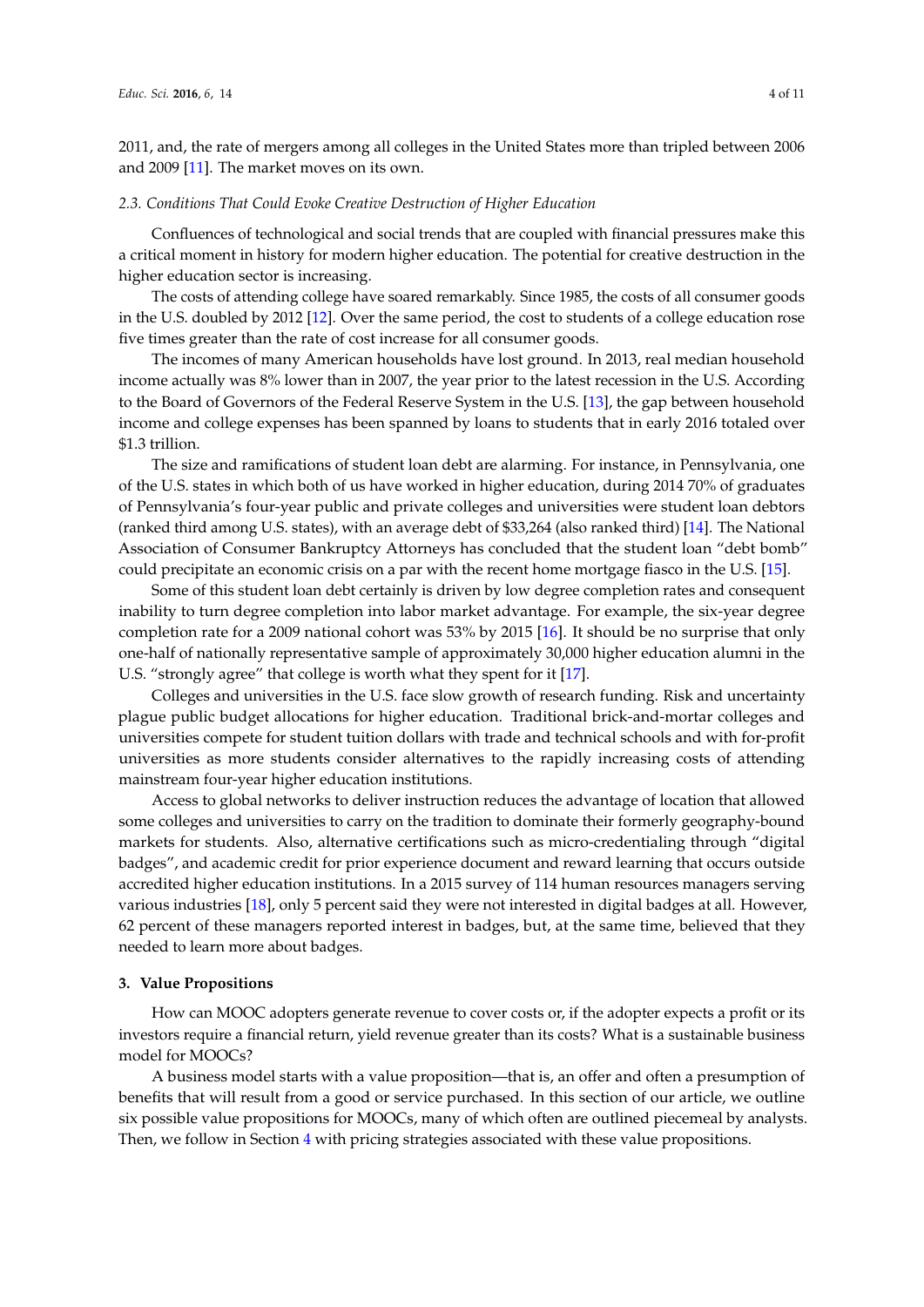2011, and, the rate of mergers among all colleges in the United States more than tripled between 2006 and 2009 [11]. The market moves on its own.

### *2.3. Conditions That Could Evoke Creative Destruction of Higher Education*

Confluences of technological and social trends that are coupled with financial pressures make this a critical moment in history for modern higher education. The potential for creative destruction in the higher education sector is increasing.

The costs of attending college have soared remarkably. Since 1985, the costs of all consumer goods in the U.S. doubled by 2012 [12]. Over the same period, the cost to students of a college education rose five times greater than the rate of cost increase for all consumer goods.

The incomes of many American households have lost ground. In 2013, real median household income actually was 8% lower than in 2007, the year prior to the latest recession in the U.S. According to the Board of Governors of the Federal Reserve System in the U.S. [13], the gap between household income and college expenses has been spanned by loans to students that in early 2016 totaled over $1.3 trillion.

The size and ramifications of student loan debt are alarming. For instance, in Pennsylvania, one of the U.S. states in which both of us have worked in higher education, during 2014 70% of graduates of Pennsylvania's four-year public and private colleges and universities were student loan debtors (ranked third among U.S. states), with an average debt of $33,264 (also ranked third) [14]. The National Association of Consumer Bankruptcy Attorneys has concluded that the student loan "debt bomb" could precipitate an economic crisis on a par with the recent home mortgage fiasco in the U.S. [15].

Some of this student loan debt certainly is driven by low degree completion rates and consequent inability to turn degree completion into labor market advantage. For example, the six-year degree completion rate for a 2009 national cohort was 53% by 2015 [16]. It should be no surprise that only one-half of nationally representative sample of approximately 30,000 higher education alumni in the U.S. "strongly agree" that college is worth what they spent for it [17].

Colleges and universities in the U.S. face slow growth of research funding. Risk and uncertainty plague public budget allocations for higher education. Traditional brick-and-mortar colleges and universities compete for student tuition dollars with trade and technical schools and with for-profit universities as more students consider alternatives to the rapidly increasing costs of attending mainstream four-year higher education institutions.

Access to global networks to deliver instruction reduces the advantage of location that allowed some colleges and universities to carry on the tradition to dominate their formerly geography-bound markets for students. Also, alternative certifications such as micro-credentialing through "digital badges", and academic credit for prior experience document and reward learning that occurs outside accredited higher education institutions. In a 2015 survey of 114 human resources managers serving various industries [18], only 5 percent said they were not interested in digital badges at all. However, 62 percent of these managers reported interest in badges, but, at the same time, believed that they needed to learn more about badges.

## **3. Value Propositions**

How can MOOC adopters generate revenue to cover costs or, if the adopter expects a profit or its investors require a financial return, yield revenue greater than its costs? What is a sustainable business model for MOOCs?

A business model starts with a value proposition—that is, an offer and often a presumption of benefits that will result from a good or service purchased. In this section of our article, we outline six possible value propositions for MOOCs, many of which often are outlined piecemeal by analysts. Then, we follow in Section 4 with pricing strategies associated with these value propositions.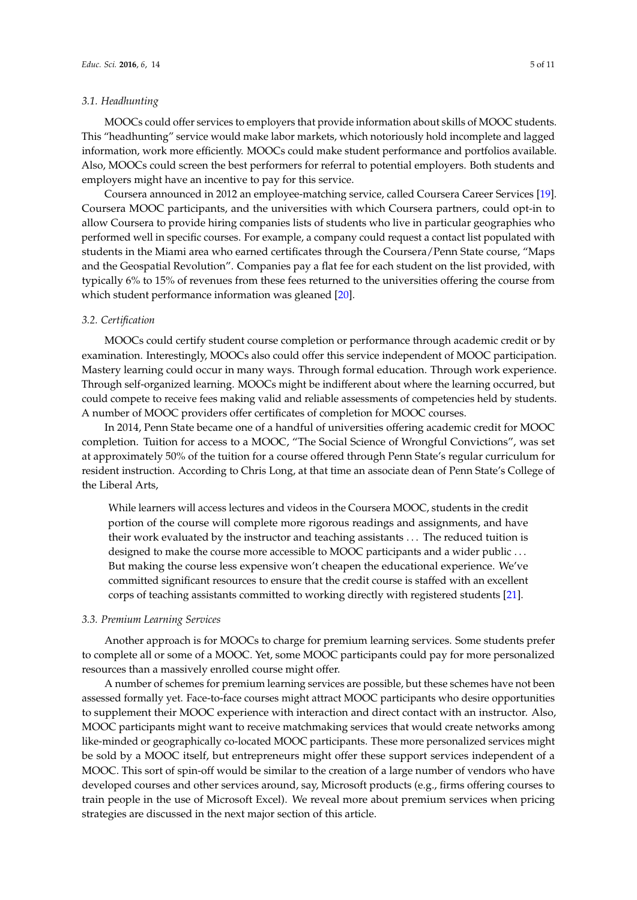### 3.1. Headhunting

MOOCs could offer services to employers that provide information about skills of MOOC students. This "headhunting" service would make labor markets, which notoriously hold incomplete and lagged information, work more efficiently. MOOCs could make student performance and portfolios available. Also, MOOCs could screen the best performers for referral to potential employers. Both students and employers might have an incentive to pay for this service.

Coursera announced in 2012 an employee-matching service, called Coursera Career Services [19]. Coursera MOOC participants, and the universities with which Coursera partners, could opt-in to allow Coursera to provide hiring companies lists of students who live in particular geographies who performed well in specific courses. For example, a company could request a contact list populated with students in the Miami area who earned certificates through the Coursera/Penn State course, "Maps and the Geospatial Revolution". Companies pay a flat fee for each student on the list provided, with typically 6% to 15% of revenues from these fees returned to the universities offering the course from which student performance information was gleaned [20].

### 3.2. Certification

MOOCs could certify student course completion or performance through academic credit or by examination. Interestingly, MOOCs also could offer this service independent of MOOC participation. Mastery learning could occur in many ways. Through formal education. Through work experience. Through self-organized learning. MOOCs might be indifferent about where the learning occurred, but could compete to receive fees making valid and reliable assessments of competencies held by students. A number of MOOC providers offer certificates of completion for MOOC courses.

In 2014, Penn State became one of a handful of universities offering academic credit for MOOC completion. Tuition for access to a MOOC, "The Social Science of Wrongful Convictions", was set at approximately 50% of the tuition for a course offered through Penn State's regular curriculum for resident instruction. According to Chris Long, at that time an associate dean of Penn State's College of the Liberal Arts,

> While learners will access lectures and videos in the Coursera MOOC, students in the credit portion of the course will complete more rigorous readings and assignments, and have their work evaluated by the instructor and teaching assistants ... The reduced tuition is designed to make the course more accessible to MOOC participants and a wider public ... But making the course less expensive won't cheapen the educational experience. We've committed significant resources to ensure that the credit course is staffed with an excellent corps of teaching assistants committed to working directly with registered students [21].

### 3.3. Premium Learning Services

Another approach is for MOOCs to charge for premium learning services. Some students prefer to complete all or some of a MOOC. Yet, some MOOC participants could pay for more personalized resources than a massively enrolled course might offer.

A number of schemes for premium learning services are possible, but these schemes have not been assessed formally yet. Face-to-face courses might attract MOOC participants who desire opportunities to supplement their MOOC experience with interaction and direct contact with an instructor. Also, MOOC participants might want to receive matchmaking services that would create networks among like-minded or geographically co-located MOOC participants. These more personalized services might be sold by a MOOC itself, but entrepreneurs might offer these support services independent of a MOOC. This sort of spin-off would be similar to the creation of a large number of vendors who have developed courses and other services around, say, Microsoft products (e.g., firms offering courses to train people in the use of Microsoft Excel). We reveal more about premium services when pricing strategies are discussed in the next major section of this article.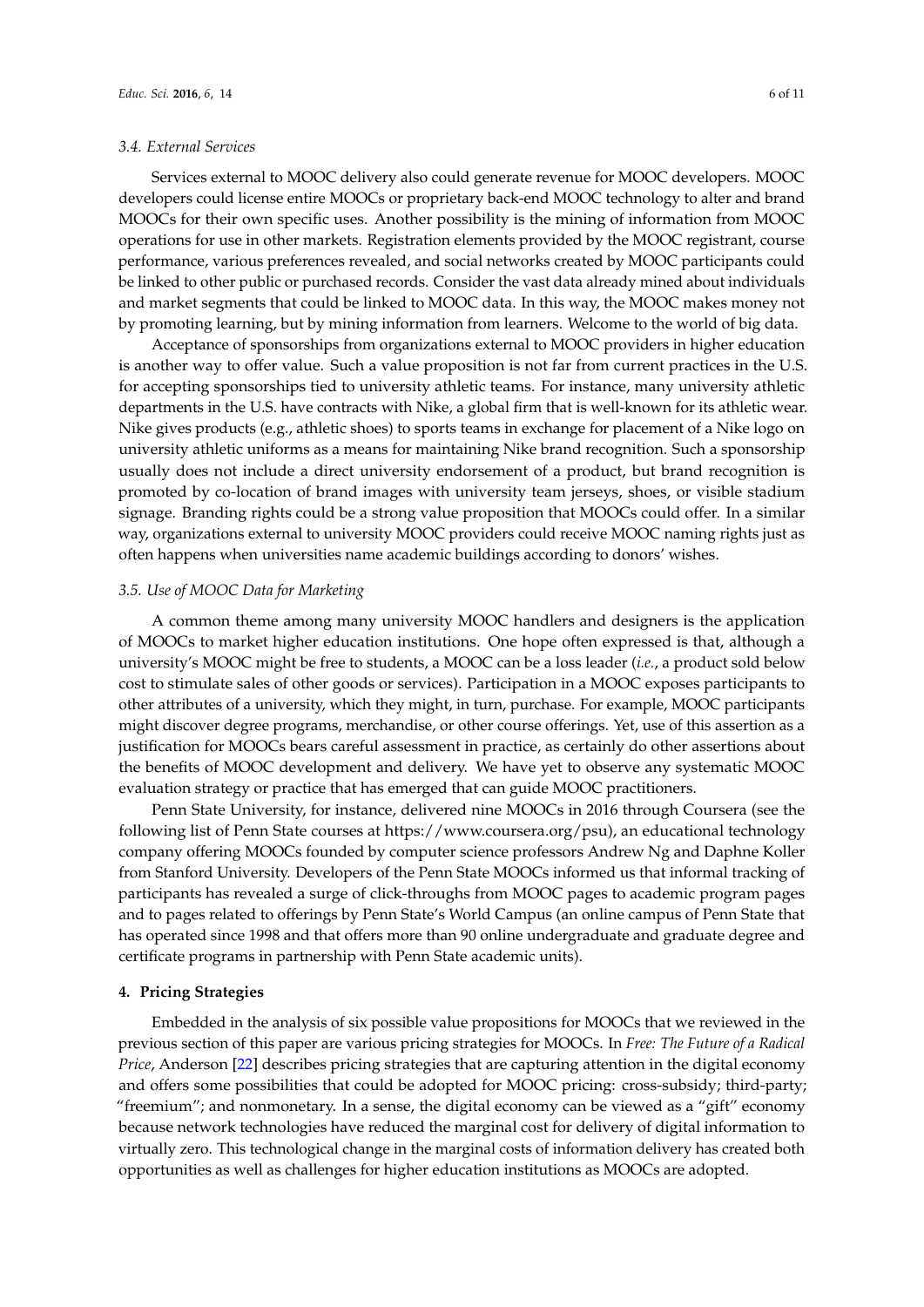### 3.4. External Services

Services external to MOOC delivery also could generate revenue for MOOC developers. MOOC developers could license entire MOOCs or proprietary back-end MOOC technology to alter and brand MOOCs for their own specific uses. Another possibility is the mining of information from MOOC operations for use in other markets. Registration elements provided by the MOOC registrant, course performance, various preferences revealed, and social networks created by MOOC participants could be linked to other public or purchased records. Consider the vast data already mined about individuals and market segments that could be linked to MOOC data. In this way, the MOOC makes money not by promoting learning, but by mining information from learners. Welcome to the world of big data.

Acceptance of sponsorships from organizations external to MOOC providers in higher education is another way to offer value. Such a value proposition is not far from current practices in the U.S. for accepting sponsorships tied to university athletic teams. For instance, many university athletic departments in the U.S. have contracts with Nike, a global firm that is well-known for its athletic wear. Nike gives products (e.g., athletic shoes) to sports teams in exchange for placement of a Nike logo on university athletic uniforms as a means for maintaining Nike brand recognition. Such a sponsorship usually does not include a direct university endorsement of a product, but brand recognition is promoted by co-location of brand images with university team jerseys, shoes, or visible stadium signage. Branding rights could be a strong value proposition that MOOCs could offer. In a similar way, organizations external to university MOOC providers could receive MOOC naming rights just as often happens when universities name academic buildings according to donors' wishes.

### 3.5. Use of MOOC Data for Marketing

A common theme among many university MOOC handlers and designers is the application of MOOCs to market higher education institutions. One hope often expressed is that, although a university's MOOC might be free to students, a MOOC can be a loss leader (*i.e.*, a product sold below cost to stimulate sales of other goods or services). Participation in a MOOC exposes participants to other attributes of a university, which they might, in turn, purchase. For example, MOOC participants might discover degree programs, merchandise, or other course offerings. Yet, use of this assertion as a justification for MOOCs bears careful assessment in practice, as certainly do other assertions about the benefits of MOOC development and delivery. We have yet to observe any systematic MOOC evaluation strategy or practice that has emerged that can guide MOOC practitioners.

Penn State University, for instance, delivered nine MOOCs in 2016 through Coursera (see the following list of Penn State courses at https://www.coursera.org/psu), an educational technology company offering MOOCs founded by computer science professors Andrew Ng and Daphne Koller from Stanford University. Developers of the Penn State MOOCs informed us that informal tracking of participants has revealed a surge of click-throughs from MOOC pages to academic program pages and to pages related to offerings by Penn State's World Campus (an online campus of Penn State that has operated since 1998 and that offers more than 90 online undergraduate and graduate degree and certificate programs in partnership with Penn State academic units).

## 4. Pricing Strategies

Embedded in the analysis of six possible value propositions for MOOCs that we reviewed in the previous section of this paper are various pricing strategies for MOOCs. In *Free: The Future of a Radical Price*, Anderson [22] describes pricing strategies that are capturing attention in the digital economy and offers some possibilities that could be adopted for MOOC pricing: cross-subsidy; third-party; "freemium"; and nonmonetary. In a sense, the digital economy can be viewed as a "gift" economy because network technologies have reduced the marginal cost for delivery of digital information to virtually zero. This technological change in the marginal costs of information delivery has created both opportunities as well as challenges for higher education institutions as MOOCs are adopted.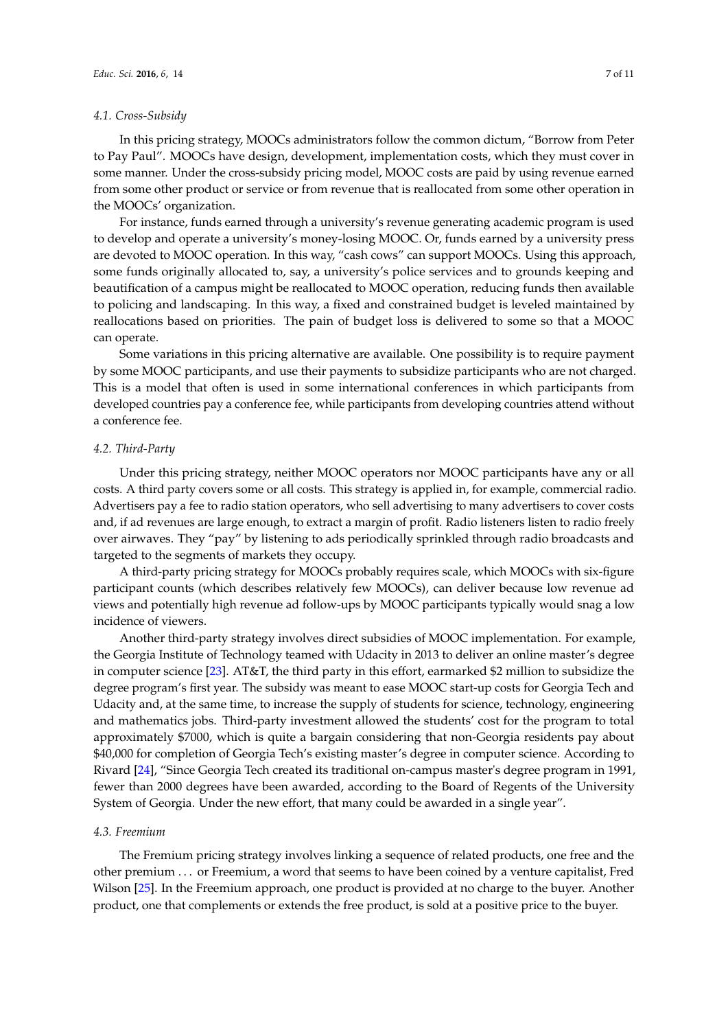### 4.1. Cross-Subsidy

In this pricing strategy, MOOCs administrators follow the common dictum, "Borrow from Peter to Pay Paul". MOOCs have design, development, implementation costs, which they must cover in some manner. Under the cross-subsidy pricing model, MOOC costs are paid by using revenue earned from some other product or service or from revenue that is reallocated from some other operation in the MOOCs' organization.

For instance, funds earned through a university's revenue generating academic program is used to develop and operate a university's money-losing MOOC. Or, funds earned by a university press are devoted to MOOC operation. In this way, "cash cows" can support MOOCs. Using this approach, some funds originally allocated to, say, a university's police services and to grounds keeping and beautification of a campus might be reallocated to MOOC operation, reducing funds then available to policing and landscaping. In this way, a fixed and constrained budget is leveled maintained by reallocations based on priorities. The pain of budget loss is delivered to some so that a MOOC can operate.

Some variations in this pricing alternative are available. One possibility is to require payment by some MOOC participants, and use their payments to subsidize participants who are not charged. This is a model that often is used in some international conferences in which participants from developed countries pay a conference fee, while participants from developing countries attend without a conference fee.

### 4.2. Third-Party

Under this pricing strategy, neither MOOC operators nor MOOC participants have any or all costs. A third party covers some or all costs. This strategy is applied in, for example, commercial radio. Advertisers pay a fee to radio station operators, who sell advertising to many advertisers to cover costs and, if ad revenues are large enough, to extract a margin of profit. Radio listeners listen to radio freely over airwaves. They "pay" by listening to ads periodically sprinkled through radio broadcasts and targeted to the segments of markets they occupy.

A third-party pricing strategy for MOOCs probably requires scale, which MOOCs with six-figure participant counts (which describes relatively few MOOCs), can deliver because low revenue ad views and potentially high revenue ad follow-ups by MOOC participants typically would snag a low incidence of viewers.

Another third-party strategy involves direct subsidies of MOOC implementation. For example, the Georgia Institute of Technology teamed with Udacity in 2013 to deliver an online master's degree in computer science [23]. AT&T, the third party in this effort, earmarked $2 million to subsidize the degree program's first year. The subsidy was meant to ease MOOC start-up costs for Georgia Tech and Udacity and, at the same time, to increase the supply of students for science, technology, engineering and mathematics jobs. Third-party investment allowed the students' cost for the program to total approximately $7000, which is quite a bargain considering that non-Georgia residents pay about $40,000 for completion of Georgia Tech's existing master's degree in computer science. According to Rivard [24], "Since Georgia Tech created its traditional on-campus master's degree program in 1991, fewer than 2000 degrees have been awarded, according to the Board of Regents of the University System of Georgia. Under the new effort, that many could be awarded in a single year".

### 4.3. Freemium

The Fremium pricing strategy involves linking a sequence of related products, one free and the other premium ... or Freemium, a word that seems to have been coined by a venture capitalist, Fred Wilson [25]. In the Freemium approach, one product is provided at no charge to the buyer. Another product, one that complements or extends the free product, is sold at a positive price to the buyer.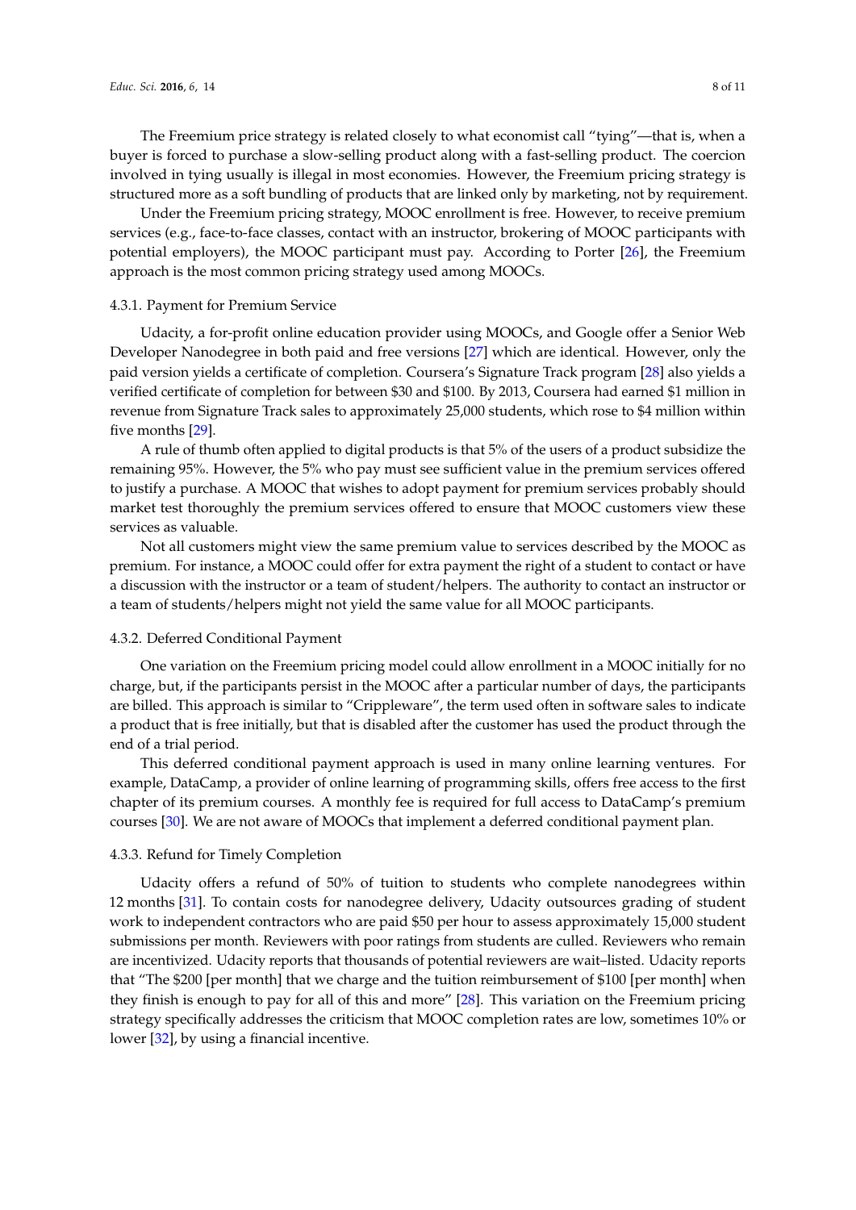The Freemium price strategy is related closely to what economist call "tying"—that is, when a buyer is forced to purchase a slow-selling product along with a fast-selling product. The coercion involved in tying usually is illegal in most economies. However, the Freemium pricing strategy is structured more as a soft bundling of products that are linked only by marketing, not by requirement.

Under the Freemium pricing strategy, MOOC enrollment is free. However, to receive premium services (e.g., face-to-face classes, contact with an instructor, brokering of MOOC participants with potential employers), the MOOC participant must pay. According to Porter [26], the Freemium approach is the most common pricing strategy used among MOOCs.

#### 4.3.1. Payment for Premium Service

Udacity, a for-profit online education provider using MOOCs, and Google offer a Senior Web Developer Nanodegree in both paid and free versions [27] which are identical. However, only the paid version yields a certificate of completion. Coursera's Signature Track program [28] also yields a verified certificate of completion for between $30 and $100. By 2013, Coursera had earned $1 million in revenue from Signature Track sales to approximately 25,000 students, which rose to $4 million within five months [29].

A rule of thumb often applied to digital products is that 5% of the users of a product subsidize the remaining 95%. However, the 5% who pay must see sufficient value in the premium services offered to justify a purchase. A MOOC that wishes to adopt payment for premium services probably should market test thoroughly the premium services offered to ensure that MOOC customers view these services as valuable.

Not all customers might view the same premium value to services described by the MOOC as premium. For instance, a MOOC could offer for extra payment the right of a student to contact or have a discussion with the instructor or a team of student/helpers. The authority to contact an instructor or a team of students/helpers might not yield the same value for all MOOC participants.

#### 4.3.2. Deferred Conditional Payment

One variation on the Freemium pricing model could allow enrollment in a MOOC initially for no charge, but, if the participants persist in the MOOC after a particular number of days, the participants are billed. This approach is similar to "Crippleware", the term used often in software sales to indicate a product that is free initially, but that is disabled after the customer has used the product through the end of a trial period.

This deferred conditional payment approach is used in many online learning ventures. For example, DataCamp, a provider of online learning of programming skills, offers free access to the first chapter of its premium courses. A monthly fee is required for full access to DataCamp's premium courses [30]. We are not aware of MOOCs that implement a deferred conditional payment plan.

#### 4.3.3. Refund for Timely Completion

Udacity offers a refund of 50% of tuition to students who complete nanodegrees within 12 months [31]. To contain costs for nanodegree delivery, Udacity outsources grading of student work to independent contractors who are paid $50 per hour to assess approximately 15,000 student submissions per month. Reviewers with poor ratings from students are culled. Reviewers who remain are incentivized. Udacity reports that thousands of potential reviewers are wait–listed. Udacity reports that "The $200 [per month] that we charge and the tuition reimbursement of $100 [per month] when they finish is enough to pay for all of this and more" [28]. This variation on the Freemium pricing strategy specifically addresses the criticism that MOOC completion rates are low, sometimes 10% or lower [32], by using a financial incentive.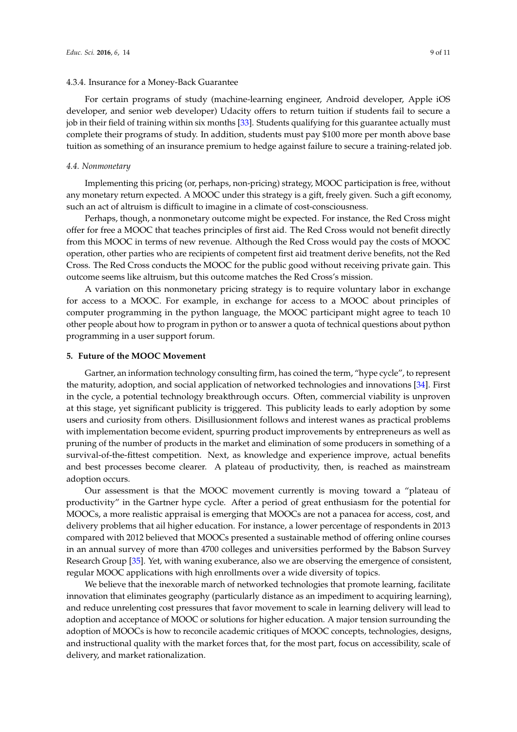#### 4.3.4. Insurance for a Money-Back Guarantee

For certain programs of study (machine-learning engineer, Android developer, Apple iOS developer, and senior web developer) Udacity offers to return tuition if students fail to secure a job in their field of training within six months [33]. Students qualifying for this guarantee actually must complete their programs of study. In addition, students must pay $100 more per month above base tuition as something of an insurance premium to hedge against failure to secure a training-related job.

### *4.4. Nonmonetary*

Implementing this pricing (or, perhaps, non-pricing) strategy, MOOC participation is free, without any monetary return expected. A MOOC under this strategy is a gift, freely given. Such a gift economy, such an act of altruism is difficult to imagine in a climate of cost-consciousness.

Perhaps, though, a nonmonetary outcome might be expected. For instance, the Red Cross might offer for free a MOOC that teaches principles of first aid. The Red Cross would not benefit directly from this MOOC in terms of new revenue. Although the Red Cross would pay the costs of MOOC operation, other parties who are recipients of competent first aid treatment derive benefits, not the Red Cross. The Red Cross conducts the MOOC for the public good without receiving private gain. This outcome seems like altruism, but this outcome matches the Red Cross's mission.

A variation on this nonmonetary pricing strategy is to require voluntary labor in exchange for access to a MOOC. For example, in exchange for access to a MOOC about principles of computer programming in the python language, the MOOC participant might agree to teach 10 other people about how to program in python or to answer a quota of technical questions about python programming in a user support forum.

## 5. Future of the MOOC Movement

Gartner, an information technology consulting firm, has coined the term, "hype cycle", to represent the maturity, adoption, and social application of networked technologies and innovations [34]. First in the cycle, a potential technology breakthrough occurs. Often, commercial viability is unproven at this stage, yet significant publicity is triggered. This publicity leads to early adoption by some users and curiosity from others. Disillusionment follows and interest wanes as practical problems with implementation become evident, spurring product improvements by entrepreneurs as well as pruning of the number of products in the market and elimination of some producers in something of a survival-of-the-fittest competition. Next, as knowledge and experience improve, actual benefits and best processes become clearer. A plateau of productivity, then, is reached as mainstream adoption occurs.

Our assessment is that the MOOC movement currently is moving toward a "plateau of productivity" in the Gartner hype cycle. After a period of great enthusiasm for the potential for MOOCs, a more realistic appraisal is emerging that MOOCs are not a panacea for access, cost, and delivery problems that ail higher education. For instance, a lower percentage of respondents in 2013 compared with 2012 believed that MOOCs presented a sustainable method of offering online courses in an annual survey of more than 4700 colleges and universities performed by the Babson Survey Research Group [35]. Yet, with waning exuberance, also we are observing the emergence of consistent, regular MOOC applications with high enrollments over a wide diversity of topics.

We believe that the inexorable march of networked technologies that promote learning, facilitate innovation that eliminates geography (particularly distance as an impediment to acquiring learning), and reduce unrelenting cost pressures that favor movement to scale in learning delivery will lead to adoption and acceptance of MOOC or solutions for higher education. A major tension surrounding the adoption of MOOCs is how to reconcile academic critiques of MOOC concepts, technologies, designs, and instructional quality with the market forces that, for the most part, focus on accessibility, scale of delivery, and market rationalization.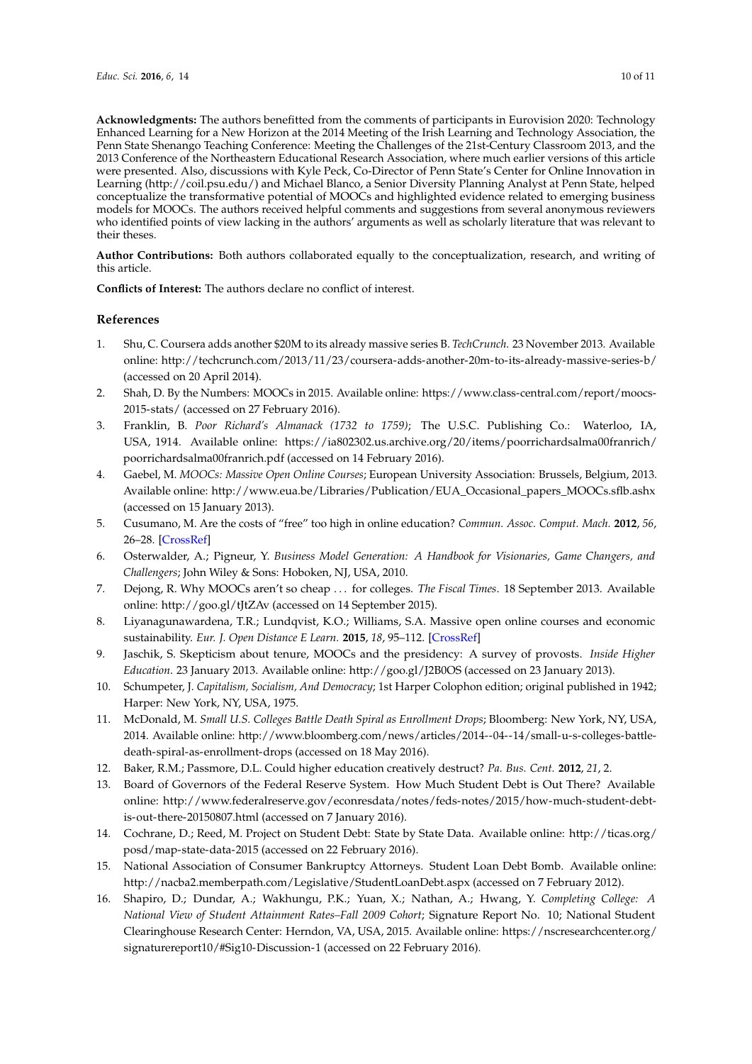**Acknowledgments:** The authors benefitted from the comments of participants in Eurovision 2020: Technology Enhanced Learning for a New Horizon at the 2014 Meeting of the Irish Learning and Technology Association, the Penn State Shenango Teaching Conference: Meeting the Challenges of the 21st-Century Classroom 2013, and the 2013 Conference of the Northeastern Educational Research Association, where much earlier versions of this article were presented. Also, discussions with Kyle Peck, Co-Director of Penn State's Center for Online Innovation in Learning (http://coil.psu.edu/) and Michael Blanco, a Senior Diversity Planning Analyst at Penn State, helped conceptualize the transformative potential of MOOCs and highlighted evidence related to emerging business models for MOOCs. The authors received helpful comments and suggestions from several anonymous reviewers who identified points of view lacking in the authors' arguments as well as scholarly literature that was relevant to their theses.

**Author Contributions:** Both authors collaborated equally to the conceptualization, research, and writing of this article.

**Conflicts of Interest:** The authors declare no conflict of interest.

## References

1. Shu, C. Coursera adds another $20M to its already massive series B. *TechCrunch*. 23 November 2013. Available online: http://techcrunch.com/2013/11/23/coursera-adds-another-20m-to-its-already-massive-series-b/ (accessed on 20 April 2014).
2. Shah, D. By the Numbers: MOOCs in 2015. Available online: https://www.class-central.com/report/moocs-2015-stats/ (accessed on 27 February 2016).
3. Franklin, B. *Poor Richard's Almanack (1732 to 1759)*; The U.S.C. Publishing Co.: Waterloo, IA, USA, 1914. Available online: https://ia802302.us.archive.org/20/items/poorrichardsalma00franrich/poorrichardsalma00franrich.pdf (accessed on 14 February 2016).
4. Gaebel, M. *MOOCs: Massive Open Online Courses*; European University Association: Brussels, Belgium, 2013. Available online: http://www.eua.be/Libraries/Publication/EUA_Occasional_papers_MOOCs.sflb.ashx (accessed on 15 January 2013).
5. Cusumano, M. Are the costs of "free" too high in online education? *Commun. Assoc. Comput. Mach.* **2012**, *56*, 26–28. [CrossRef]
6. Osterwalder, A.; Pigneur, Y. *Business Model Generation: A Handbook for Visionaries, Game Changers, and Challengers*; John Wiley & Sons: Hoboken, NJ, USA, 2010.
7. Dejong, R. Why MOOCs aren't so cheap ... for colleges. *The Fiscal Times*. 18 September 2013. Available online: http://goo.gl/tJtZAv (accessed on 14 September 2015).
8. Liyanagunawardena, T.R.; Lundqvist, K.O.; Williams, S.A. Massive open online courses and economic sustainability. *Eur. J. Open Distance E Learn.* **2015**, *18*, 95–112. [CrossRef]
9. Jaschik, S. Skepticism about tenure, MOOCs and the presidency: A survey of provosts. *Inside Higher Education*. 23 January 2013. Available online: http://goo.gl/J2B0OS (accessed on 23 January 2013).
10. Schumpeter, J. *Capitalism, Socialism, And Democracy*; 1st Harper Colophon edition; original published in 1942; Harper: New York, NY, USA, 1975.
11. McDonald, M. *Small U.S. Colleges Battle Death Spiral as Enrollment Drops*; Bloomberg: New York, NY, USA, 2014. Available online: http://www.bloomberg.com/news/articles/2014--04--14/small-u-s-colleges-battle-death-spiral-as-enrollment-drops (accessed on 18 May 2016).
12. Baker, R.M.; Passmore, D.L. Could higher education creatively destruct? *Pa. Bus. Cent.* **2012**, *21*, 2.
13. Board of Governors of the Federal Reserve System. How Much Student Debt is Out There? Available online: http://www.federalreserve.gov/econresdata/notes/feds-notes/2015/how-much-student-debt-is-out-there-20150807.html (accessed on 7 January 2016).
14. Cochrane, D.; Reed, M. Project on Student Debt: State by State Data. Available online: http://ticas.org/posd/map-state-data-2015 (accessed on 22 February 2016).
15. National Association of Consumer Bankruptcy Attorneys. Student Loan Debt Bomb. Available online: http://nacba2.memberpath.com/Legislative/StudentLoanDebt.aspx (accessed on 7 February 2012).
16. Shapiro, D.; Dundar, A.; Wakhungu, P.K.; Yuan, X.; Nathan, A.; Hwang, Y. *Completing College: A National View of Student Attainment Rates–Fall 2009 Cohort*; Signature Report No. 10; National Student Clearinghouse Research Center: Herndon, VA, USA, 2015. Available online: https://nscresearchcenter.org/signaturereport10/#Sig10-Discussion-1 (accessed on 22 February 2016).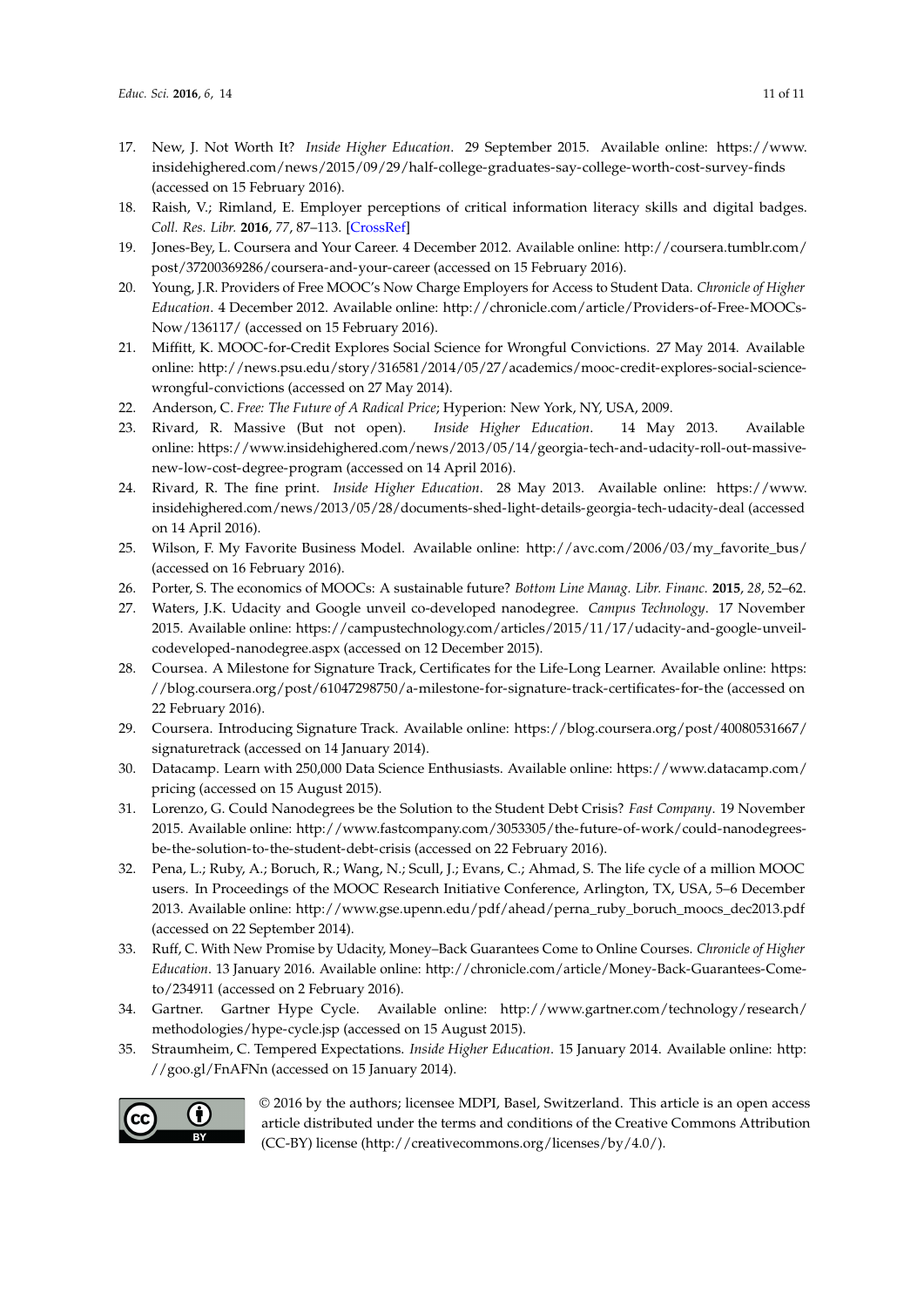17. New, J. Not Worth It? *Inside Higher Education*. 29 September 2015. Available online: https://www.insidehighered.com/news/2015/09/29/half-college-graduates-say-college-worth-cost-survey-finds (accessed on 15 February 2016).
18. Raish, V.; Rimland, E. Employer perceptions of critical information literacy skills and digital badges. *Coll. Res. Libr.* **2016**, *77*, 87–113. [CrossRef]
19. Jones-Bey, L. Coursera and Your Career. 4 December 2012. Available online: http://coursera.tumblr.com/post/37200369286/coursera-and-your-career (accessed on 15 February 2016).
20. Young, J.R. Providers of Free MOOC's Now Charge Employers for Access to Student Data. *Chronicle of Higher Education*. 4 December 2012. Available online: http://chronicle.com/article/Providers-of-Free-MOOCs-Now/136117/ (accessed on 15 February 2016).
21. Miffitt, K. MOOC-for-Credit Explores Social Science for Wrongful Convictions. 27 May 2014. Available online: http://news.psu.edu/story/316581/2014/05/27/academics/mooc-credit-explores-social-science-wrongful-convictions (accessed on 27 May 2014).
22. Anderson, C. *Free: The Future of A Radical Price*; Hyperion: New York, NY, USA, 2009.
23. Rivard, R. Massive (But not open). *Inside Higher Education*. 14 May 2013. Available online: https://www.insidehighered.com/news/2013/05/14/georgia-tech-and-udacity-roll-out-massive-new-low-cost-degree-program (accessed on 14 April 2016).
24. Rivard, R. The fine print. *Inside Higher Education*. 28 May 2013. Available online: https://www.insidehighered.com/news/2013/05/28/documents-shed-light-details-georgia-tech-udacity-deal (accessed on 14 April 2016).
25. Wilson, F. My Favorite Business Model. Available online: http://avc.com/2006/03/my_favorite_bus/ (accessed on 16 February 2016).
26. Porter, S. The economics of MOOCs: A sustainable future? *Bottom Line Manag. Libr. Financ.* **2015**, *28*, 52–62.
27. Waters, J.K. Udacity and Google unveil co-developed nanodegree. *Campus Technology*. 17 November 2015. Available online: https://campustechnology.com/articles/2015/11/17/udacity-and-google-unveil-codeveloped-nanodegree.aspx (accessed on 12 December 2015).
28. Coursea. A Milestone for Signature Track, Certificates for the Life-Long Learner. Available online: https://blog.coursera.org/post/61047298750/a-milestone-for-signature-track-certificates-for-the (accessed on 22 February 2016).
29. Coursera. Introducing Signature Track. Available online: https://blog.coursera.org/post/40080531667/signaturetrack (accessed on 14 January 2014).
30. Datacamp. Learn with 250,000 Data Science Enthusiasts. Available online: https://www.datacamp.com/pricing (accessed on 15 August 2015).
31. Lorenzo, G. Could Nanodegrees be the Solution to the Student Debt Crisis? *Fast Company*. 19 November 2015. Available online: http://www.fastcompany.com/3053305/the-future-of-work/could-nanodegrees-be-the-solution-to-the-student-debt-crisis (accessed on 22 February 2016).
32. Pena, L.; Ruby, A.; Boruch, R.; Wang, N.; Scull, J.; Evans, C.; Ahmad, S. The life cycle of a million MOOC users. In Proceedings of the MOOC Research Initiative Conference, Arlington, TX, USA, 5–6 December 2013. Available online: http://www.gse.upenn.edu/pdf/ahead/perna_ruby_boruch_moocs_dec2013.pdf (accessed on 22 September 2014).
33. Ruff, C. With New Promise by Udacity, Money–Back Guarantees Come to Online Courses. *Chronicle of Higher Education*. 13 January 2016. Available online: http://chronicle.com/article/Money-Back-Guarantees-Come-to/234911 (accessed on 2 February 2016).
34. Gartner. Gartner Hype Cycle. Available online: http://www.gartner.com/technology/research/methodologies/hype-cycle.jsp (accessed on 15 August 2015).
35. Straumheim, C. Tempered Expectations. *Inside Higher Education*. 15 January 2014. Available online: http://goo.gl/FnAFNn (accessed on 15 January 2014).

© 2016 by the authors; licensee MDPI, Basel, Switzerland. This article is an open access article distributed under the terms and conditions of the Creative Commons Attribution (CC-BY) license (http://creativecommons.org/licenses/by/4.0/).